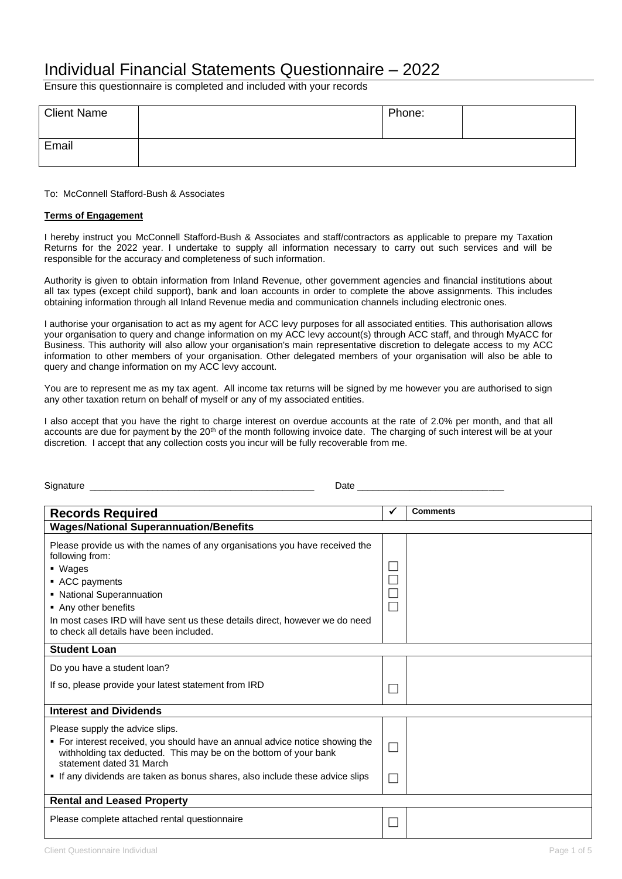# Individual Financial Statements Questionnaire – 2022

Ensure this questionnaire is completed and included with your records

| Client Name | | Phone: | |
|---|---|---|---|
| Email | | | |

To: McConnell Stafford-Bush & Associates

**Terms of Engagement**

I hereby instruct you McConnell Stafford-Bush & Associates and staff/contractors as applicable to prepare my Taxation Returns for the 2022 year. I undertake to supply all information necessary to carry out such services and will be responsible for the accuracy and completeness of such information.

Authority is given to obtain information from Inland Revenue, other government agencies and financial institutions about all tax types (except child support), bank and loan accounts in order to complete the above assignments. This includes obtaining information through all Inland Revenue media and communication channels including electronic ones.

I authorise your organisation to act as my agent for ACC levy purposes for all associated entities. This authorisation allows your organisation to query and change information on my ACC levy account(s) through ACC staff, and through MyACC for Business. This authority will also allow your organisation's main representative discretion to delegate access to my ACC information to other members of your organisation. Other delegated members of your organisation will also be able to query and change information on my ACC levy account.

You are to represent me as my tax agent. All income tax returns will be signed by me however you are authorised to sign any other taxation return on behalf of myself or any of my associated entities.

I also accept that you have the right to charge interest on overdue accounts at the rate of 2.0% per month, and that all accounts are due for payment by the 20th of the month following invoice date. The charging of such interest will be at your discretion. I accept that any collection costs you incur will be fully recoverable from me.

Signature ____________________________________________ Date ____________________________

| **Records Required** | ✓ | **Comments** |
|---|---|---|
| **Wages/National Superannuation/Benefits** | | |
| Please provide us with the names of any organisations you have received the following from:<br>▪ Wages<br>▪ ACC payments<br>▪ National Superannuation<br>▪ Any other benefits<br>In most cases IRD will have sent us these details direct, however we do need to check all details have been included. | ☐<br>☐<br>☐<br>☐ | |
| **Student Loan** | | |
| Do you have a student loan?<br>If so, please provide your latest statement from IRD | ☐ | |
| **Interest and Dividends** | | |
| Please supply the advice slips.<br>▪ For interest received, you should have an annual advice notice showing the withholding tax deducted. This may be on the bottom of your bank statement dated 31 March<br>▪ If any dividends are taken as bonus shares, also include these advice slips | ☐<br>☐ | |
| **Rental and Leased Property** | | |
| Please complete attached rental questionnaire | ☐ | |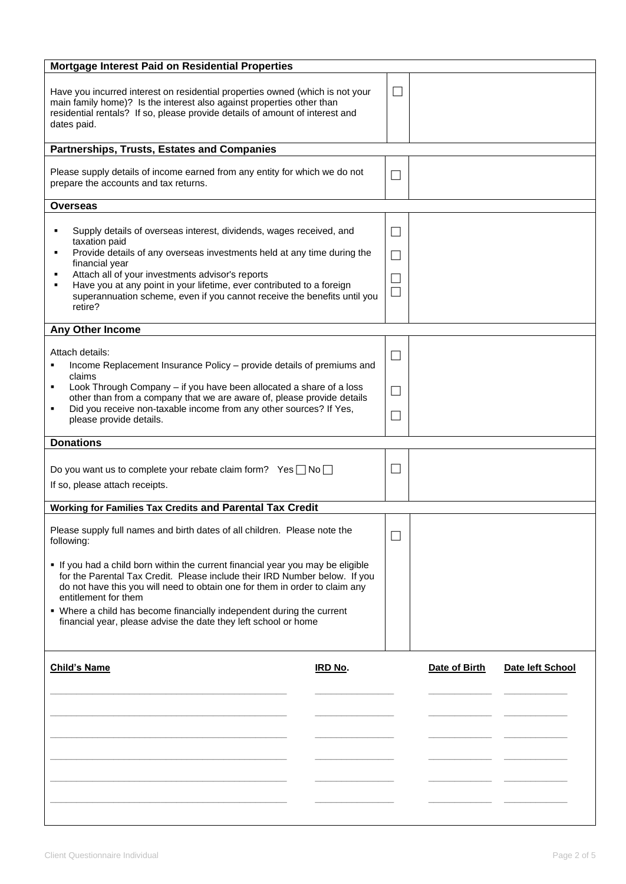## Mortgage Interest Paid on Residential Properties

| | | |
|---|---|---|
| Have you incurred interest on residential properties owned (which is not your main family home)? Is the interest also against properties other than residential rentals? If so, please provide details of amount of interest and dates paid. | ☐ | |

## Partnerships, Trusts, Estates and Companies

| | | |
|---|---|---|
| Please supply details of income earned from any entity for which we do not prepare the accounts and tax returns. | ☐ | |

## Overseas

| | | |
|---|---|---|
| ▪ Supply details of overseas interest, dividends, wages received, and taxation paid | ☐ | |
| ▪ Provide details of any overseas investments held at any time during the financial year | ☐ | |
| ▪ Attach all of your investments advisor's reports | ☐ | |
| ▪ Have you at any point in your lifetime, ever contributed to a foreign superannuation scheme, even if you cannot receive the benefits until you retire? | ☐ | |

## Any Other Income

Attach details:

| | | |
|---|---|---|
| ▪ Income Replacement Insurance Policy – provide details of premiums and claims | ☐ | |
| ▪ Look Through Company – if you have been allocated a share of a loss other than from a company that we are aware of, please provide details | ☐ | |
| ▪ Did you receive non-taxable income from any other sources? If Yes, please provide details. | ☐ | |

## Donations

| | | |
|---|---|---|
| Do you want us to complete your rebate claim form? Yes ☐ No ☐<br>If so, please attach receipts. | ☐ | |

## Working for Families Tax Credits and Parental Tax Credit

| | | |
|---|---|---|
| Please supply full names and birth dates of all children. Please note the following:<br>▪ If you had a child born within the current financial year you may be eligible for the Parental Tax Credit. Please include their IRD Number below. If you do not have this you will need to obtain one for them in order to claim any entitlement for them<br>▪ Where a child has become financially independent during the current financial year, please advise the date they left school or home | ☐ | |

| Child's Name | IRD No. | Date of Birth | Date left School |
|---|---|---|---|
| | | | |
| | | | |
| | | | |
| | | | |
| | | | |
| | | | |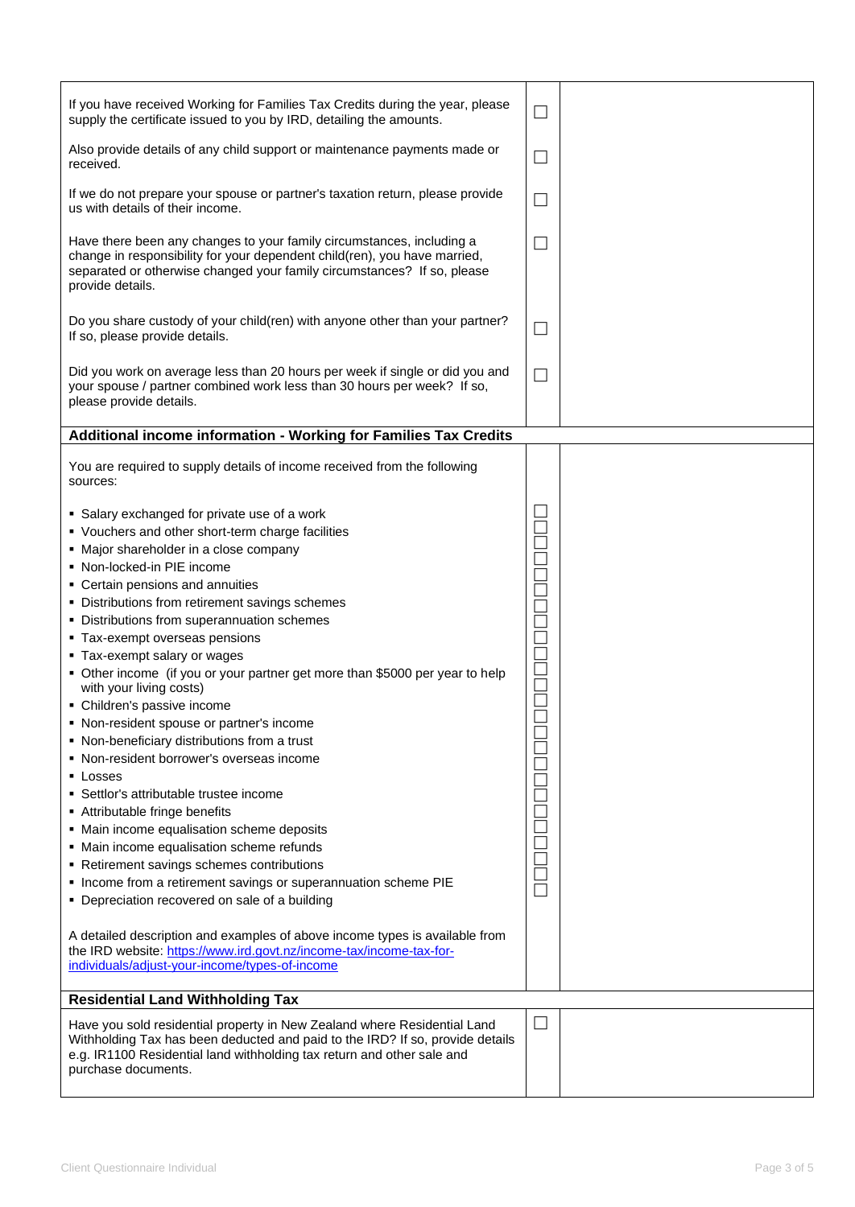| | | |
|---|---|---|
| If you have received Working for Families Tax Credits during the year, please supply the certificate issued to you by IRD, detailing the amounts. | ☐ | |
| Also provide details of any child support or maintenance payments made or received. | ☐ | |
| If we do not prepare your spouse or partner's taxation return, please provide us with details of their income. | ☐ | |
| Have there been any changes to your family circumstances, including a change in responsibility for your dependent child(ren), you have married, separated or otherwise changed your family circumstances? If so, please provide details. | ☐ | |
| Do you share custody of your child(ren) with anyone other than your partner? If so, please provide details. | ☐ | |
| Did you work on average less than 20 hours per week if single or did you and your spouse / partner combined work less than 30 hours per week? If so, please provide details. | ☐ | |
| **Additional income information - Working for Families Tax Credits** | | |
| You are required to supply details of income received from the following sources: | | |
| ▪ Salary exchanged for private use of a work | ☐ | |
| ▪ Vouchers and other short-term charge facilities | ☐ | |
| ▪ Major shareholder in a close company | ☐ | |
| ▪ Non-locked-in PIE income | ☐ | |
| ▪ Certain pensions and annuities | ☐ | |
| ▪ Distributions from retirement savings schemes | ☐ | |
| ▪ Distributions from superannuation schemes | ☐ | |
| ▪ Tax-exempt overseas pensions | ☐ | |
| ▪ Tax-exempt salary or wages | ☐ | |
| ▪ Other income (if you or your partner get more than $5000 per year to help with your living costs) | ☐ | |
| ▪ Children's passive income | ☐ | |
| ▪ Non-resident spouse or partner's income | ☐ | |
| ▪ Non-beneficiary distributions from a trust | ☐ | |
| ▪ Non-resident borrower's overseas income | ☐ | |
| ▪ Losses | ☐ | |
| ▪ Settlor's attributable trustee income | ☐ | |
| ▪ Attributable fringe benefits | ☐ | |
| ▪ Main income equalisation scheme deposits | ☐ | |
| ▪ Main income equalisation scheme refunds | ☐ | |
| ▪ Retirement savings schemes contributions | ☐ | |
| ▪ Income from a retirement savings or superannuation scheme PIE | ☐ | |
| ▪ Depreciation recovered on sale of a building | ☐ | |
| A detailed description and examples of above income types is available from the IRD website: [https://www.ird.govt.nz/income-tax/income-tax-for-individuals/adjust-your-income/types-of-income](https://www.ird.govt.nz/income-tax/income-tax-for-individuals/adjust-your-income/types-of-income) | | |
| **Residential Land Withholding Tax** | | |
| Have you sold residential property in New Zealand where Residential Land Withholding Tax has been deducted and paid to the IRD? If so, provide details e.g. IR1100 Residential land withholding tax return and other sale and purchase documents. | ☐ | |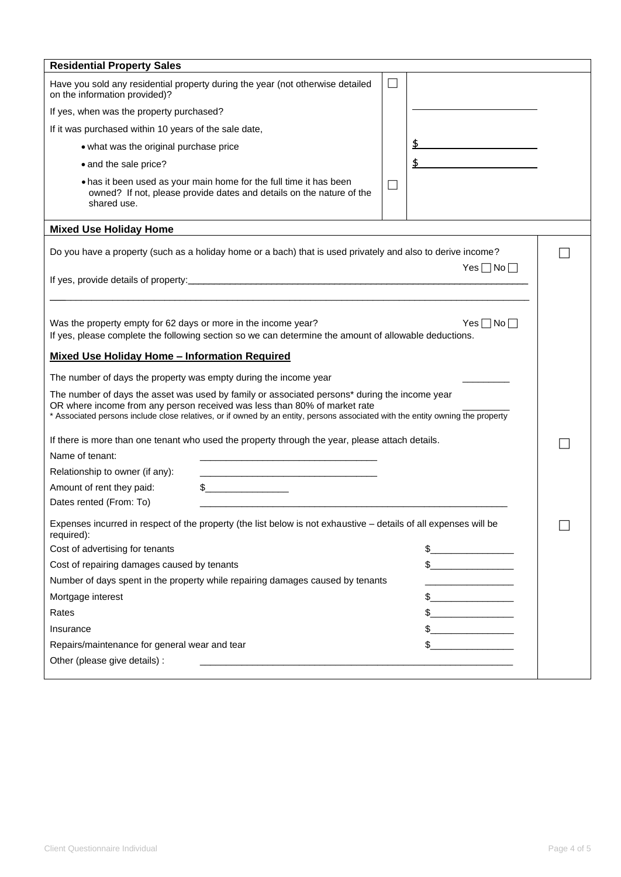## Residential Property Sales

| | | |
|---|---|---|
| Have you sold any residential property during the year (not otherwise detailed on the information provided)? | ☐ | |
| If yes, when was the property purchased? | | ____________________ |
| If it was purchased within 10 years of the sale date, | | |
| • what was the original purchase price | | $____________________ |
| • and the sale price? | | $____________________ |
| • has it been used as your main home for the full time it has been owned? If not, please provide dates and details on the nature of the shared use. | ☐ | |

## Mixed Use Holiday Home

Do you have a property (such as a holiday home or a bach) that is used privately and also to derive income? ☐

Yes ☐ No ☐

If yes, provide details of property:________________________________________________________________

____________________________________________________________________________________________

Was the property empty for 62 days or more in the income year? Yes ☐ No ☐

If yes, please complete the following section so we can determine the amount of allowable deductions.

**Mixed Use Holiday Home – Information Required**

The number of days the property was empty during the income year _________

The number of days the asset was used by family or associated persons* during the income year OR where income from any person received was less than 80% of market rate _________

* Associated persons include close relatives, or if owned by an entity, persons associated with the entity owning the property

If there is more than one tenant who used the property through the year, please attach details. ☐

Name of tenant: _________________________________

Relationship to owner (if any): _________________________________

Amount of rent they paid: $________________

Dates rented (From: To) ___________________________________________________________

Expenses incurred in respect of the property (the list below is not exhaustive – details of all expenses will be required): ☐

| | |
|---|---|
| Cost of advertising for tenants | $________________ |
| Cost of repairing damages caused by tenants | $________________ |
| Number of days spent in the property while repairing damages caused by tenants | ________________ |
| Mortgage interest | $________________ |
| Rates | $________________ |
| Insurance | $________________ |
| Repairs/maintenance for general wear and tear | $________________ |
| Other (please give details) : | ___________________________________________________________ |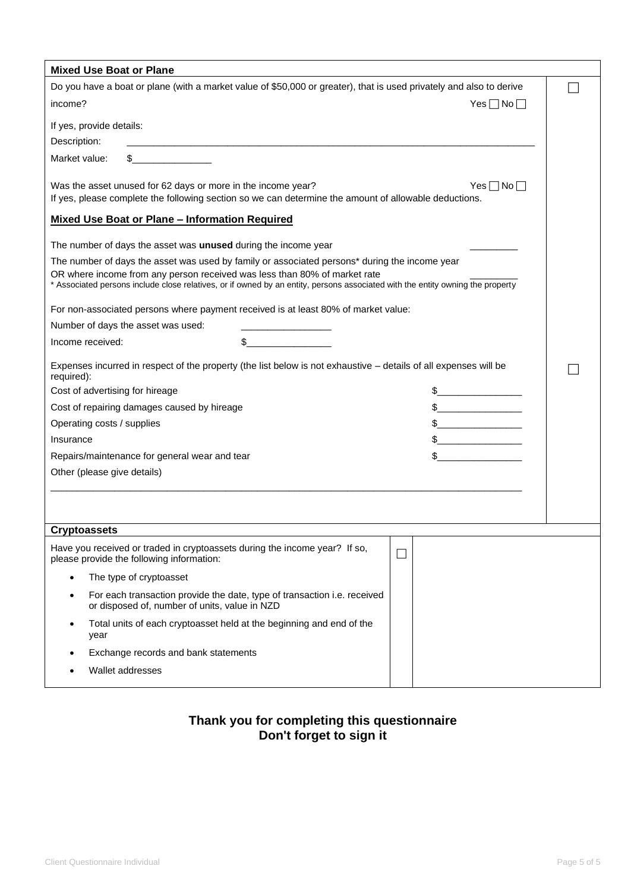## Mixed Use Boat or Plane

Do you have a boat or plane (with a market value of $50,000 or greater), that is used privately and also to derive income? Yes ☐ No ☐ ☐

If yes, provide details:

Description: ______________________________________________________________________________

Market value: $_______________

Was the asset unused for 62 days or more in the income year? Yes ☐ No ☐

If yes, please complete the following section so we can determine the amount of allowable deductions.

**Mixed Use Boat or Plane – Information Required**

The number of days the asset was **unused** during the income year _________

The number of days the asset was used by family or associated persons* during the income year OR where income from any person received was less than 80% of market rate _________

* Associated persons include close relatives, or if owned by an entity, persons associated with the entity owning the property

For non-associated persons where payment received is at least 80% of market value:

Number of days the asset was used: _________________

Income received: $________________

Expenses incurred in respect of the property (the list below is not exhaustive – details of all expenses will be required): ☐

| | |
|---|---|
| Cost of advertising for hireage | $________________ |
| Cost of repairing damages caused by hireage | $________________ |
| Operating costs / supplies | $________________ |
| Insurance | $________________ |
| Repairs/maintenance for general wear and tear | $________________ |

Other (please give details)

______________________________________________________________________________

## Cryptoassets

Have you received or traded in cryptoassets during the income year? If so, please provide the following information: ☐

- The type of cryptoasset
- For each transaction provide the date, type of transaction i.e. received or disposed of, number of units, value in NZD
- Total units of each cryptoasset held at the beginning and end of the year
- Exchange records and bank statements
- Wallet addresses

**Thank you for completing this questionnaire**
**Don't forget to sign it**